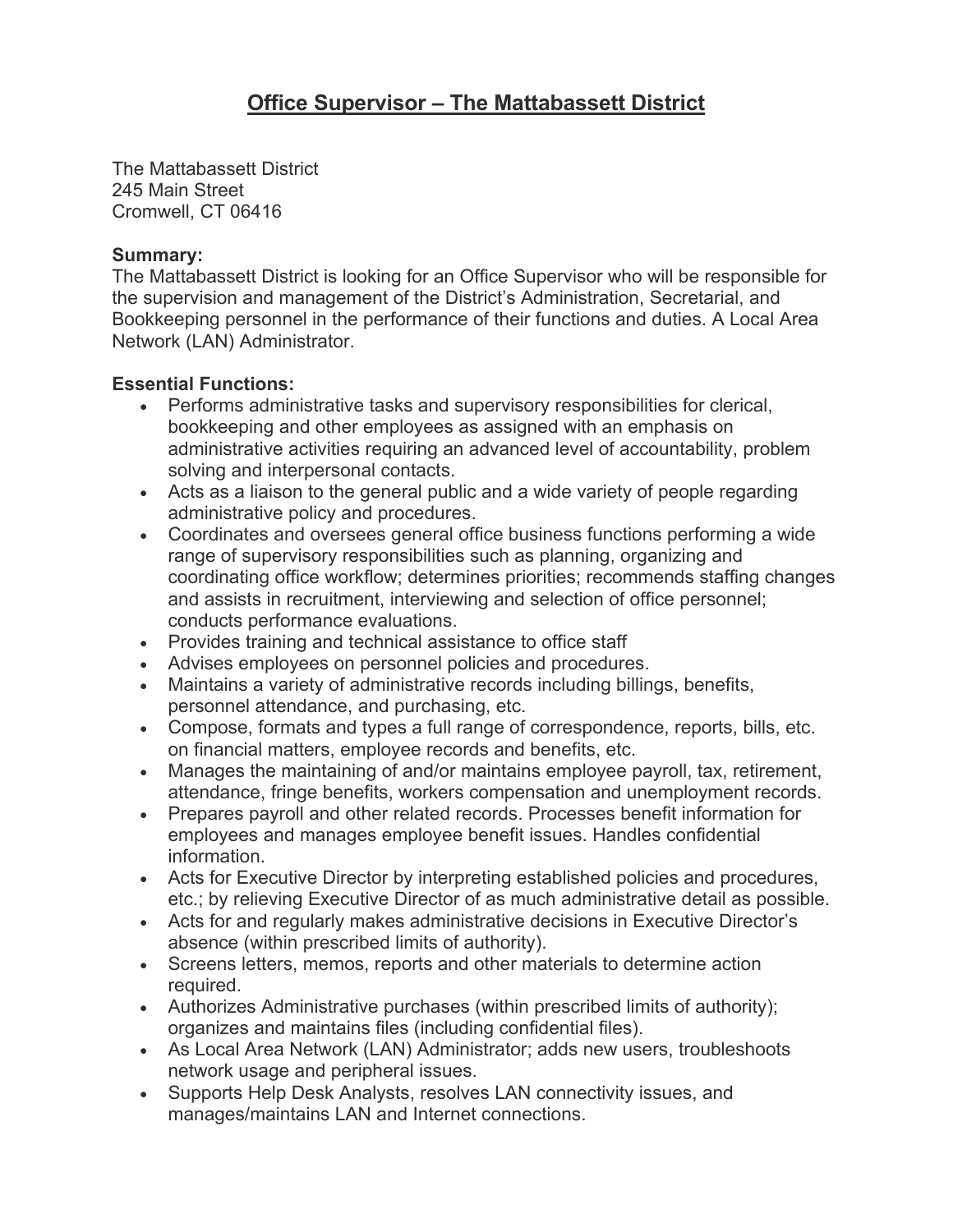# Office Supervisor – The Mattabassett District

The Mattabassett District
245 Main Street
Cromwell, CT 06416

**Summary:**
The Mattabassett District is looking for an Office Supervisor who will be responsible for the supervision and management of the District's Administration, Secretarial, and Bookkeeping personnel in the performance of their functions and duties. A Local Area Network (LAN) Administrator.

**Essential Functions:**

- Performs administrative tasks and supervisory responsibilities for clerical, bookkeeping and other employees as assigned with an emphasis on administrative activities requiring an advanced level of accountability, problem solving and interpersonal contacts.
- Acts as a liaison to the general public and a wide variety of people regarding administrative policy and procedures.
- Coordinates and oversees general office business functions performing a wide range of supervisory responsibilities such as planning, organizing and coordinating office workflow; determines priorities; recommends staffing changes and assists in recruitment, interviewing and selection of office personnel; conducts performance evaluations.
- Provides training and technical assistance to office staff
- Advises employees on personnel policies and procedures.
- Maintains a variety of administrative records including billings, benefits, personnel attendance, and purchasing, etc.
- Compose, formats and types a full range of correspondence, reports, bills, etc. on financial matters, employee records and benefits, etc.
- Manages the maintaining of and/or maintains employee payroll, tax, retirement, attendance, fringe benefits, workers compensation and unemployment records.
- Prepares payroll and other related records. Processes benefit information for employees and manages employee benefit issues. Handles confidential information.
- Acts for Executive Director by interpreting established policies and procedures, etc.; by relieving Executive Director of as much administrative detail as possible.
- Acts for and regularly makes administrative decisions in Executive Director's absence (within prescribed limits of authority).
- Screens letters, memos, reports and other materials to determine action required.
- Authorizes Administrative purchases (within prescribed limits of authority); organizes and maintains files (including confidential files).
- As Local Area Network (LAN) Administrator; adds new users, troubleshoots network usage and peripheral issues.
- Supports Help Desk Analysts, resolves LAN connectivity issues, and manages/maintains LAN and Internet connections.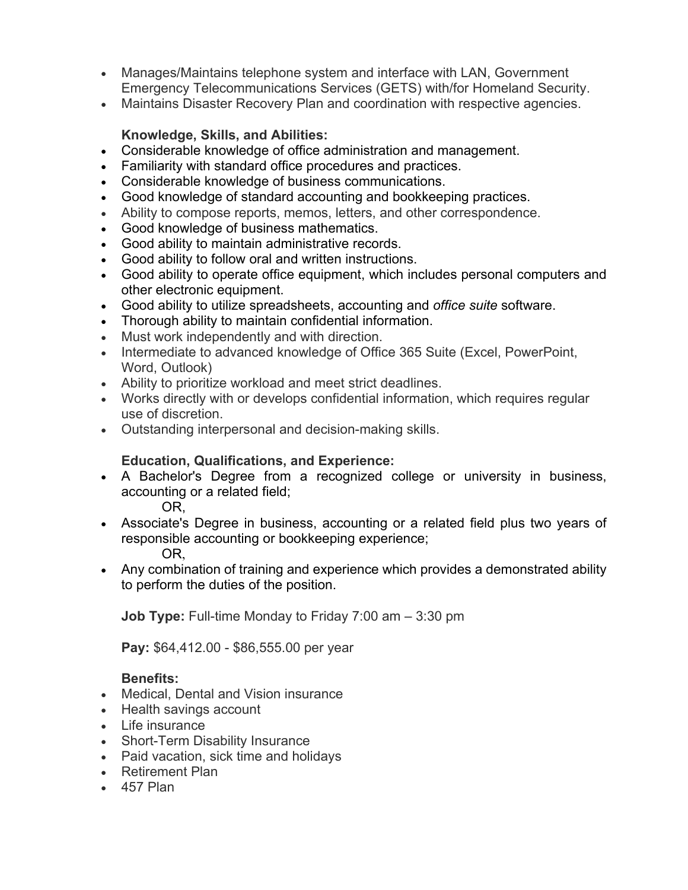- Manages/Maintains telephone system and interface with LAN, Government Emergency Telecommunications Services (GETS) with/for Homeland Security.
- Maintains Disaster Recovery Plan and coordination with respective agencies.

**Knowledge, Skills, and Abilities:**

- Considerable knowledge of office administration and management.
- Familiarity with standard office procedures and practices.
- Considerable knowledge of business communications.
- Good knowledge of standard accounting and bookkeeping practices.
- Ability to compose reports, memos, letters, and other correspondence.
- Good knowledge of business mathematics.
- Good ability to maintain administrative records.
- Good ability to follow oral and written instructions.
- Good ability to operate office equipment, which includes personal computers and other electronic equipment.
- Good ability to utilize spreadsheets, accounting and *office suite* software.
- Thorough ability to maintain confidential information.
- Must work independently and with direction.
- Intermediate to advanced knowledge of Office 365 Suite (Excel, PowerPoint, Word, Outlook)
- Ability to prioritize workload and meet strict deadlines.
- Works directly with or develops confidential information, which requires regular use of discretion.
- Outstanding interpersonal and decision-making skills.

**Education, Qualifications, and Experience:**

- A Bachelor's Degree from a recognized college or university in business, accounting or a related field;

  OR,
- Associate's Degree in business, accounting or a related field plus two years of responsible accounting or bookkeeping experience;

  OR,
- Any combination of training and experience which provides a demonstrated ability to perform the duties of the position.

**Job Type:** Full-time Monday to Friday 7:00 am – 3:30 pm

**Pay:** $64,412.00 - $86,555.00 per year

**Benefits:**

- Medical, Dental and Vision insurance
- Health savings account
- Life insurance
- Short-Term Disability Insurance
- Paid vacation, sick time and holidays
- Retirement Plan
- 457 Plan